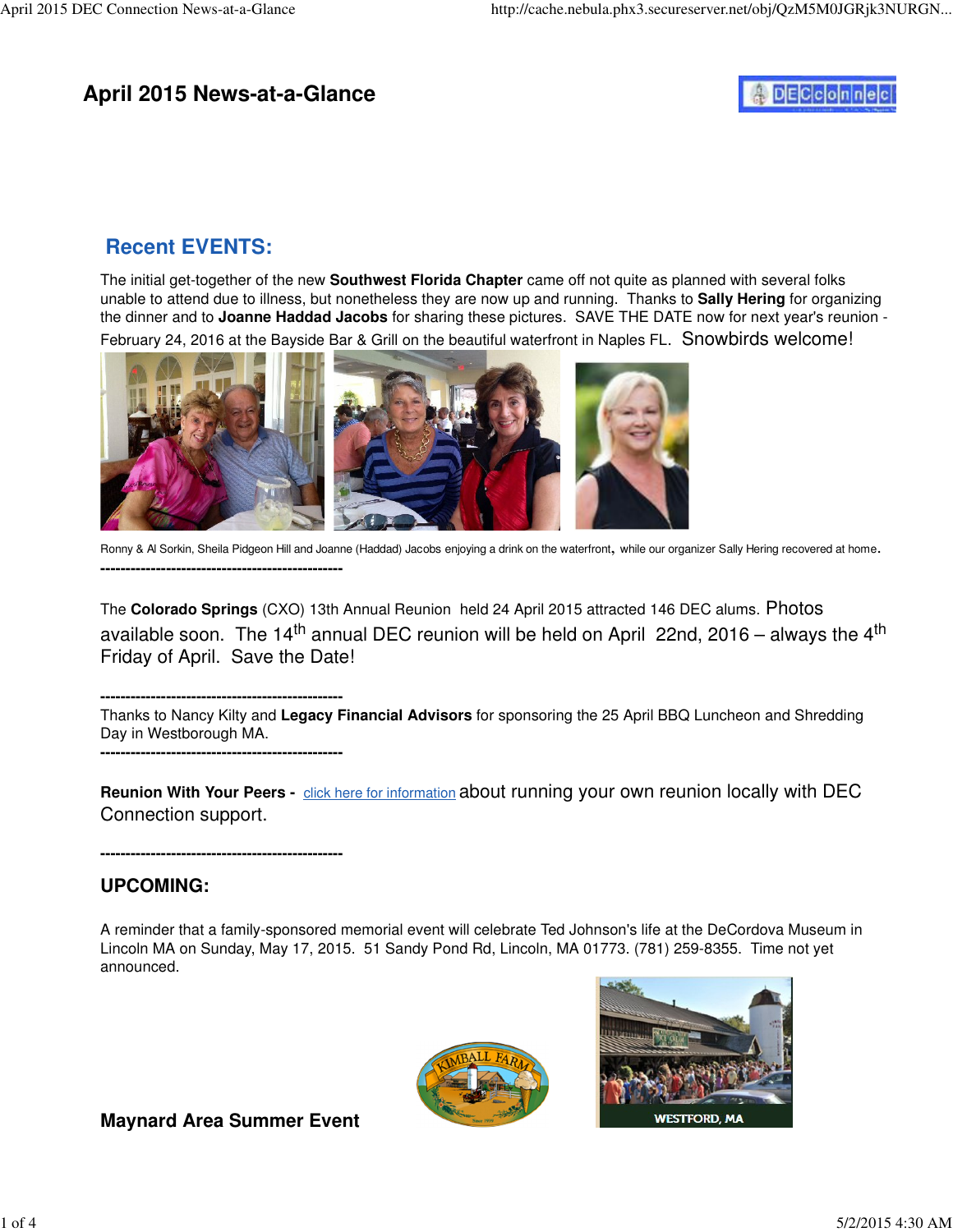# April 2015 News-at-a-Glance

## Recent EVENTS:

The initial get-together of the new **Southwest Florida Chapter** came off not quite as planned with several folks unable to attend due to illness, but nonetheless they are now up and running. Thanks to **Sally Hering** for organizing the dinner and to **Joanne Haddad Jacobs** for sharing these pictures. SAVE THE DATE now for next year's reunion - February 24, 2016 at the Bayside Bar & Grill on the beautiful waterfront in Naples FL. Snowbirds welcome!

Ronny & Al Sorkin, Sheila Pidgeon Hill and Joanne (Haddad) Jacobs enjoying a drink on the waterfront, while our organizer Sally Hering recovered at home.

------------------------------------------------

The **Colorado Springs** (CXO) 13th Annual Reunion held 24 April 2015 attracted 146 DEC alums. Photos available soon. The 14th annual DEC reunion will be held on April 22nd, 2016 – always the 4th Friday of April. Save the Date!

------------------------------------------------

Thanks to Nancy Kilty and **Legacy Financial Advisors** for sponsoring the 25 April BBQ Luncheon and Shredding Day in Westborough MA.

------------------------------------------------

**Reunion With Your Peers -** click here for information about running your own reunion locally with DEC Connection support.

------------------------------------------------

## UPCOMING:

A reminder that a family-sponsored memorial event will celebrate Ted Johnson's life at the DeCordova Museum in Lincoln MA on Sunday, May 17, 2015. 51 Sandy Pond Rd, Lincoln, MA 01773. (781) 259-8355. Time not yet announced.

**Maynard Area Summer Event**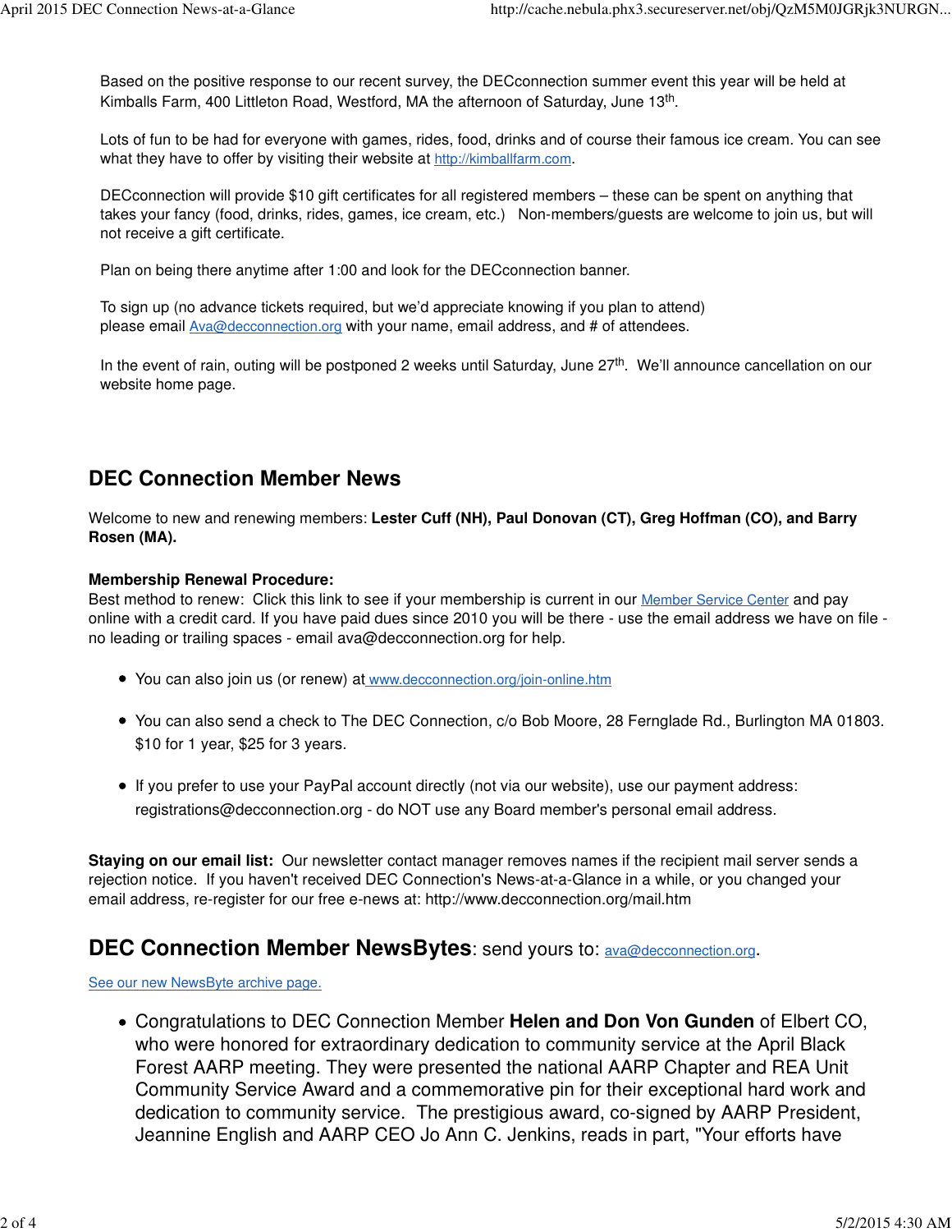Based on the positive response to our recent survey, the DECconnection summer event this year will be held at Kimballs Farm, 400 Littleton Road, Westford, MA the afternoon of Saturday, June 13th.

Lots of fun to be had for everyone with games, rides, food, drinks and of course their famous ice cream. You can see what they have to offer by visiting their website at http://kimballfarm.com.

DECconnection will provide $10 gift certificates for all registered members – these can be spent on anything that takes your fancy (food, drinks, rides, games, ice cream, etc.) Non-members/guests are welcome to join us, but will not receive a gift certificate.

Plan on being there anytime after 1:00 and look for the DECconnection banner.

To sign up (no advance tickets required, but we'd appreciate knowing if you plan to attend) please email Ava@decconnection.org with your name, email address, and # of attendees.

In the event of rain, outing will be postponed 2 weeks until Saturday, June 27th. We'll announce cancellation on our website home page.

## DEC Connection Member News

Welcome to new and renewing members: **Lester Cuff (NH), Paul Donovan (CT), Greg Hoffman (CO), and Barry Rosen (MA).**

**Membership Renewal Procedure:**
Best method to renew: Click this link to see if your membership is current in our Member Service Center and pay online with a credit card. If you have paid dues since 2010 you will be there - use the email address we have on file - no leading or trailing spaces - email ava@decconnection.org for help.

- You can also join us (or renew) at www.decconnection.org/join-online.htm
- You can also send a check to The DEC Connection, c/o Bob Moore, 28 Fernglade Rd., Burlington MA 01803. $10 for 1 year, $25 for 3 years.
- If you prefer to use your PayPal account directly (not via our website), use our payment address: registrations@decconnection.org - do NOT use any Board member's personal email address.

**Staying on our email list:** Our newsletter contact manager removes names if the recipient mail server sends a rejection notice. If you haven't received DEC Connection's News-at-a-Glance in a while, or you changed your email address, re-register for our free e-news at: http://www.decconnection.org/mail.htm

## DEC Connection Member NewsBytes: send yours to: ava@decconnection.org.

See our new NewsByte archive page.

- Congratulations to DEC Connection Member **Helen and Don Von Gunden** of Elbert CO, who were honored for extraordinary dedication to community service at the April Black Forest AARP meeting. They were presented the national AARP Chapter and REA Unit Community Service Award and a commemorative pin for their exceptional hard work and dedication to community service. The prestigious award, co-signed by AARP President, Jeannine English and AARP CEO Jo Ann C. Jenkins, reads in part, "Your efforts have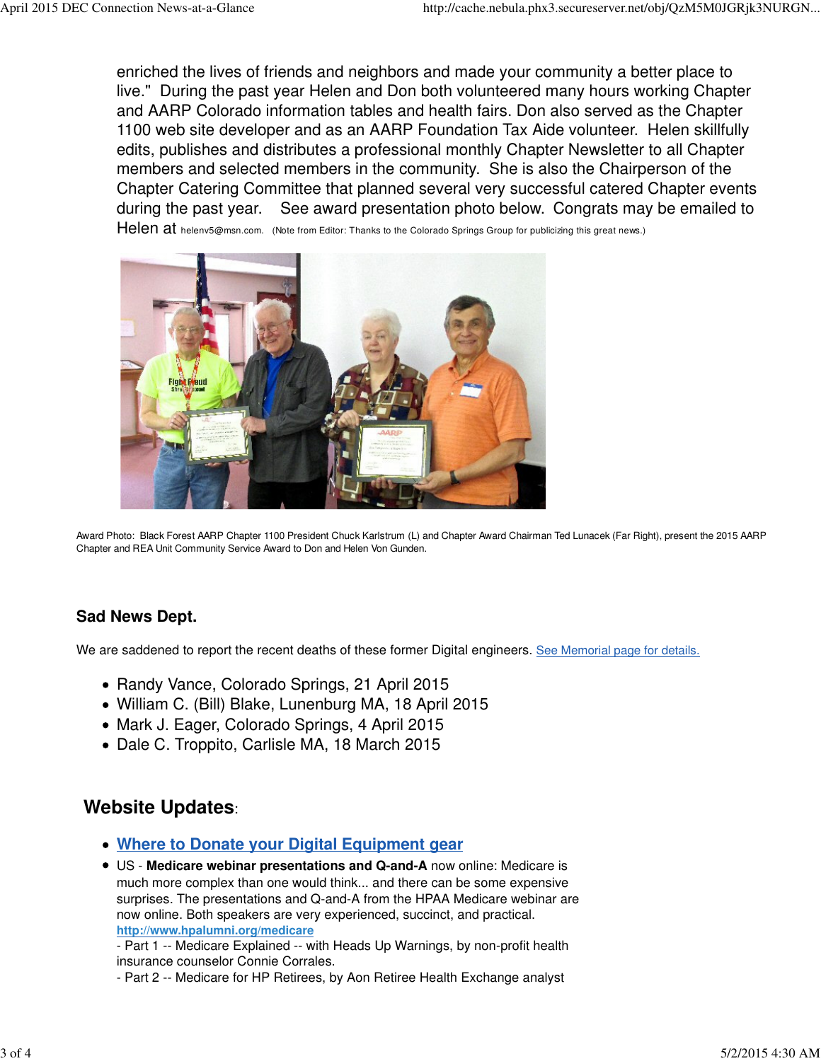enriched the lives of friends and neighbors and made your community a better place to live." During the past year Helen and Don both volunteered many hours working Chapter and AARP Colorado information tables and health fairs. Don also served as the Chapter 1100 web site developer and as an AARP Foundation Tax Aide volunteer. Helen skillfully edits, publishes and distributes a professional monthly Chapter Newsletter to all Chapter members and selected members in the community. She is also the Chairperson of the Chapter Catering Committee that planned several very successful catered Chapter events during the past year. See award presentation photo below. Congrats may be emailed to Helen at helenv5@msn.com. (Note from Editor: Thanks to the Colorado Springs Group for publicizing this great news.)

Award Photo: Black Forest AARP Chapter 1100 President Chuck Karlstrum (L) and Chapter Award Chairman Ted Lunacek (Far Right), present the 2015 AARP Chapter and REA Unit Community Service Award to Don and Helen Von Gunden.

### Sad News Dept.

We are saddened to report the recent deaths of these former Digital engineers. [See Memorial page for details.]

- Randy Vance, Colorado Springs, 21 April 2015
- William C. (Bill) Blake, Lunenburg MA, 18 April 2015
- Mark J. Eager, Colorado Springs, 4 April 2015
- Dale C. Troppito, Carlisle MA, 18 March 2015

## Website Updates:

- **[Where to Donate your Digital Equipment gear]**
- US - **Medicare webinar presentations and Q-and-A** now online: Medicare is much more complex than one would think... and there can be some expensive surprises. The presentations and Q-and-A from the HPAA Medicare webinar are now online. Both speakers are very experienced, succinct, and practical.
  **http://www.hpalumni.org/medicare**
  - Part 1 -- Medicare Explained -- with Heads Up Warnings, by non-profit health insurance counselor Connie Corrales.
  - Part 2 -- Medicare for HP Retirees, by Aon Retiree Health Exchange analyst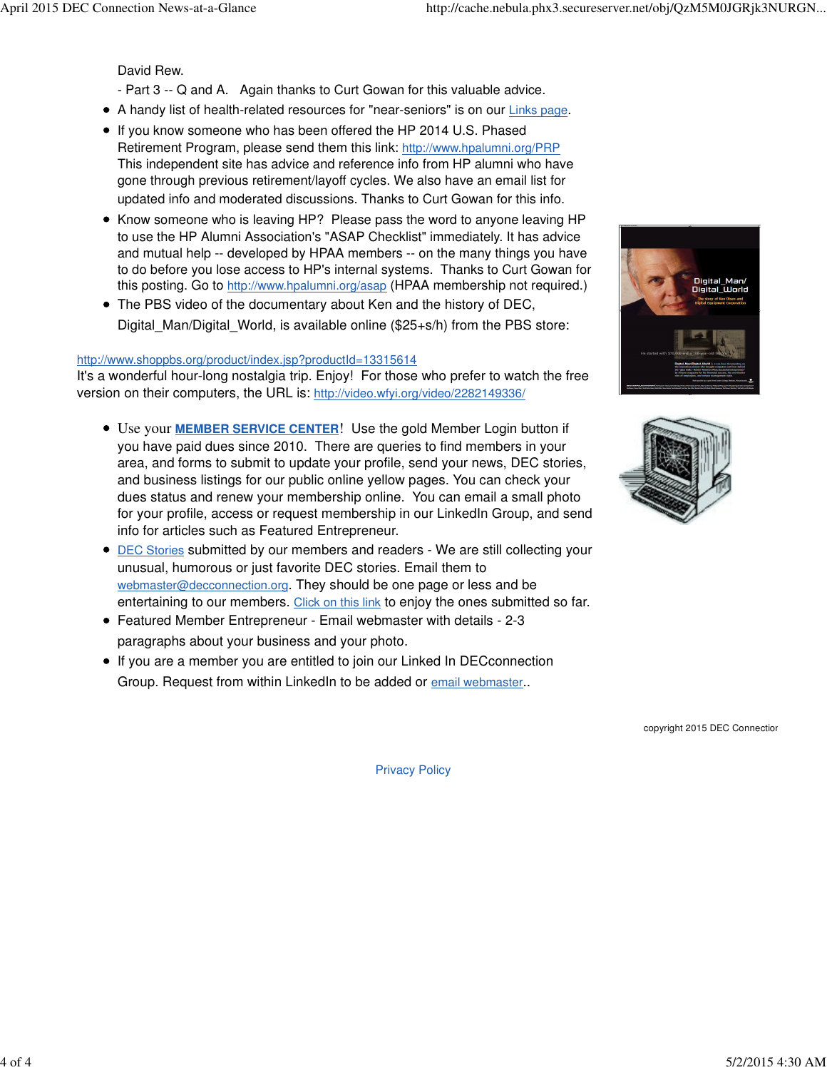David Rew.

- Part 3 -- Q and A. Again thanks to Curt Gowan for this valuable advice.

- A handy list of health-related resources for "near-seniors" is on our Links page.
- If you know someone who has been offered the HP 2014 U.S. Phased Retirement Program, please send them this link: http://www.hpalumni.org/PRP This independent site has advice and reference info from HP alumni who have gone through previous retirement/layoff cycles. We also have an email list for updated info and moderated discussions. Thanks to Curt Gowan for this info.
- Know someone who is leaving HP? Please pass the word to anyone leaving HP to use the HP Alumni Association's "ASAP Checklist" immediately. It has advice and mutual help -- developed by HPAA members -- on the many things you have to do before you lose access to HP's internal systems. Thanks to Curt Gowan for this posting. Go to http://www.hpalumni.org/asap (HPAA membership not required.)
- The PBS video of the documentary about Ken and the history of DEC, Digital_Man/Digital_World, is available online ($25+s/h) from the PBS store:

http://www.shoppbs.org/product/index.jsp?productId=13315614
It's a wonderful hour-long nostalgia trip. Enjoy! For those who prefer to watch the free version on their computers, the URL is: http://video.wfyi.org/video/2282149336/

- Use your **MEMBER SERVICE CENTER**! Use the gold Member Login button if you have paid dues since 2010. There are queries to find members in your area, and forms to submit to update your profile, send your news, DEC stories, and business listings for our public online yellow pages. You can check your dues status and renew your membership online. You can email a small photo for your profile, access or request membership in our LinkedIn Group, and send info for articles such as Featured Entrepreneur.
- DEC Stories submitted by our members and readers - We are still collecting your unusual, humorous or just favorite DEC stories. Email them to webmaster@decconnection.org. They should be one page or less and be entertaining to our members. Click on this link to enjoy the ones submitted so far.
- Featured Member Entrepreneur - Email webmaster with details - 2-3 paragraphs about your business and your photo.
- If you are a member you are entitled to join our Linked In DECconnection Group. Request from within LinkedIn to be added or email webmaster..

copyright 2015 DEC Connection

Privacy Policy